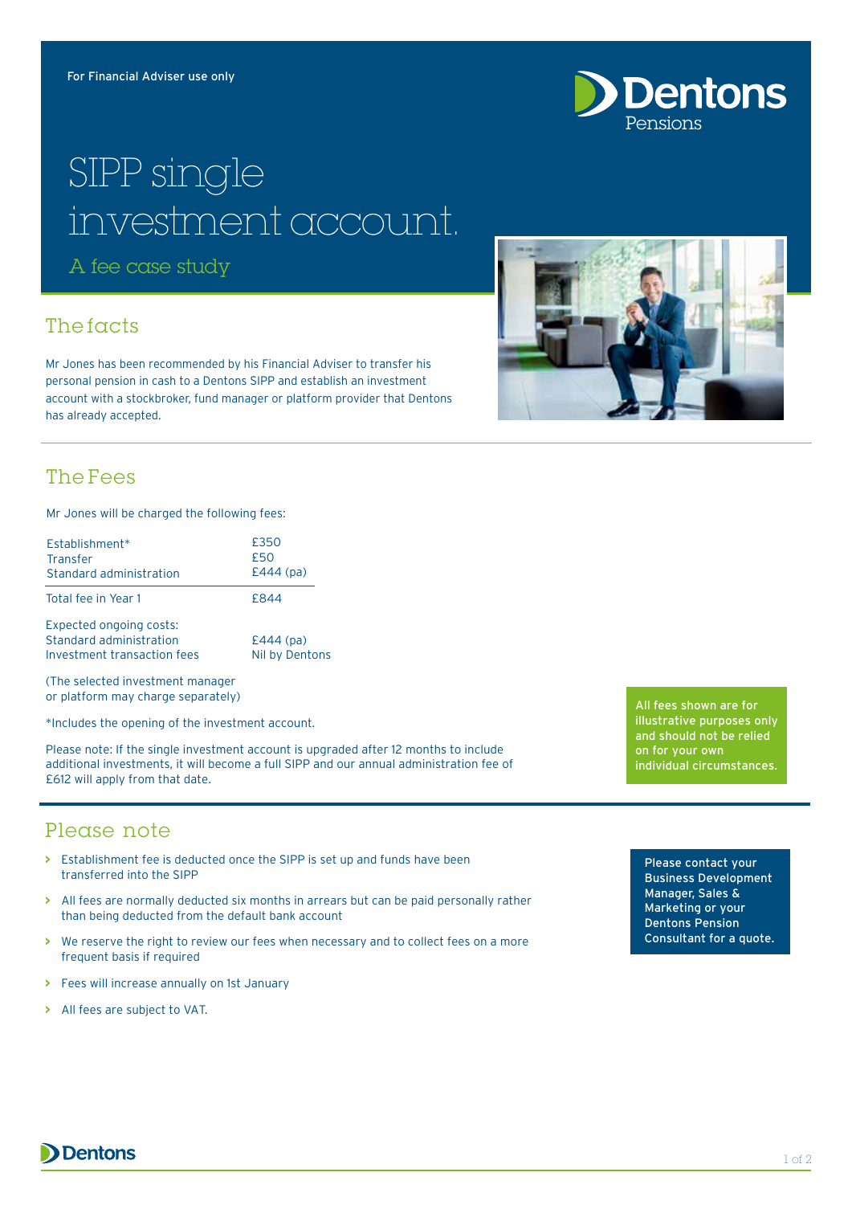For Financial Adviser use only

# SIPP single investment account.

## A fee case study

## The facts

Mr Jones has been recommended by his Financial Adviser to transfer his personal pension in cash to a Dentons SIPP and establish an investment account with a stockbroker, fund manager or platform provider that Dentons has already accepted.

## The Fees

Mr Jones will be charged the following fees:

| | |
|---|---|
| Establishment* | £350 |
| Transfer | £50 |
| Standard administration | £444 (pa) |
| Total fee in Year 1 | £844 |

| | |
|---|---|
| Expected ongoing costs: | |
| Standard administration | £444 (pa) |
| Investment transaction fees | Nil by Dentons |

(The selected investment manager or platform may charge separately)

*Includes the opening of the investment account.

Please note: If the single investment account is upgraded after 12 months to include additional investments, it will become a full SIPP and our annual administration fee of £612 will apply from that date.

All fees shown are for illustrative purposes only and should not be relied on for your own individual circumstances.

## Please note

- Establishment fee is deducted once the SIPP is set up and funds have been transferred into the SIPP
- All fees are normally deducted six months in arrears but can be paid personally rather than being deducted from the default bank account
- We reserve the right to review our fees when necessary and to collect fees on a more frequent basis if required
- Fees will increase annually on 1st January
- All fees are subject to VAT.

Please contact your Business Development Manager, Sales & Marketing or your Dentons Pension Consultant for a quote.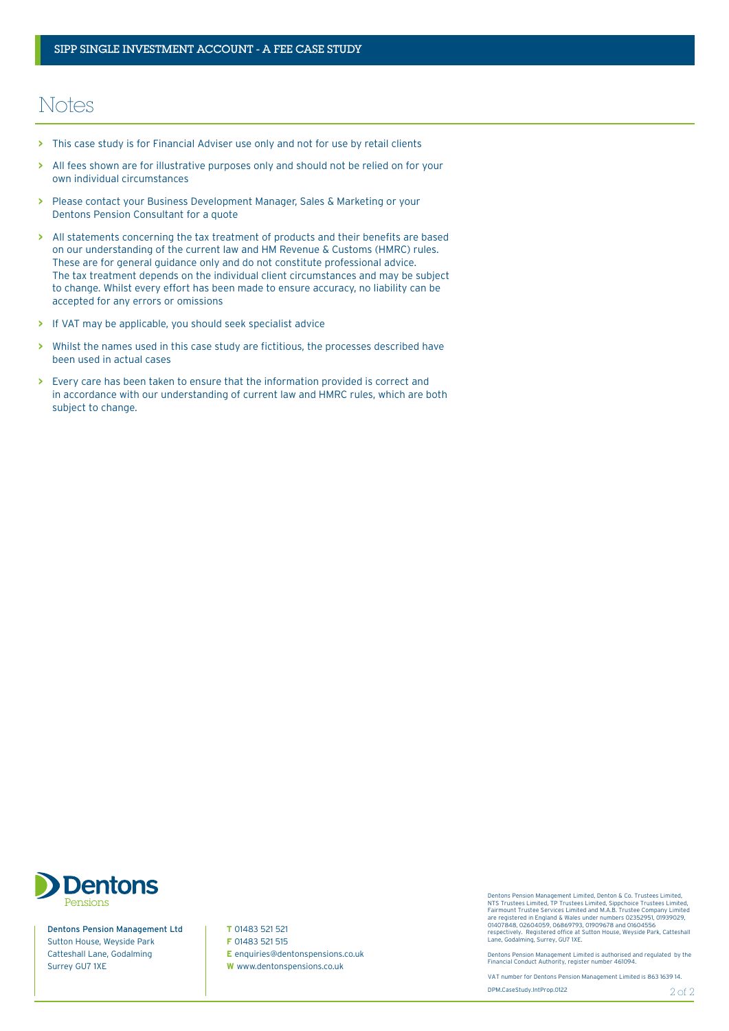# Notes

- This case study is for Financial Adviser use only and not for use by retail clients
- All fees shown are for illustrative purposes only and should not be relied on for your own individual circumstances
- Please contact your Business Development Manager, Sales & Marketing or your Dentons Pension Consultant for a quote
- All statements concerning the tax treatment of products and their benefits are based on our understanding of the current law and HM Revenue & Customs (HMRC) rules. These are for general guidance only and do not constitute professional advice. The tax treatment depends on the individual client circumstances and may be subject to change. Whilst every effort has been made to ensure accuracy, no liability can be accepted for any errors or omissions
- If VAT may be applicable, you should seek specialist advice
- Whilst the names used in this case study are fictitious, the processes described have been used in actual cases
- Every care has been taken to ensure that the information provided is correct and in accordance with our understanding of current law and HMRC rules, which are both subject to change.

Dentons Pensions

**Dentons Pension Management Ltd**
Sutton House, Weyside Park
Catteshall Lane, Godalming
Surrey GU7 1XE

**T** 01483 521 521
**F** 01483 521 515
**E** enquiries@dentonspensions.co.uk
**W** www.dentonspensions.co.uk

Dentons Pension Management Limited, Denton & Co. Trustees Limited, NTS Trustees Limited, TP Trustees Limited, Sippchoice Trustees Limited, Fairmount Trustee Services Limited and M.A.B. Trustee Company Limited are registered in England & Wales under numbers 02352951, 01939029, 01407848, 02604059, 06869793, 01909678 and 01604556 respectively. Registered office at Sutton House, Weyside Park, Catteshall Lane, Godalming, Surrey, GU7 1XE.

Dentons Pension Management Limited is authorised and regulated by the Financial Conduct Authority, register number 461094.

VAT number for Dentons Pension Management Limited is 863 1639 14.

DPM.CaseStudy.IntProp.0122